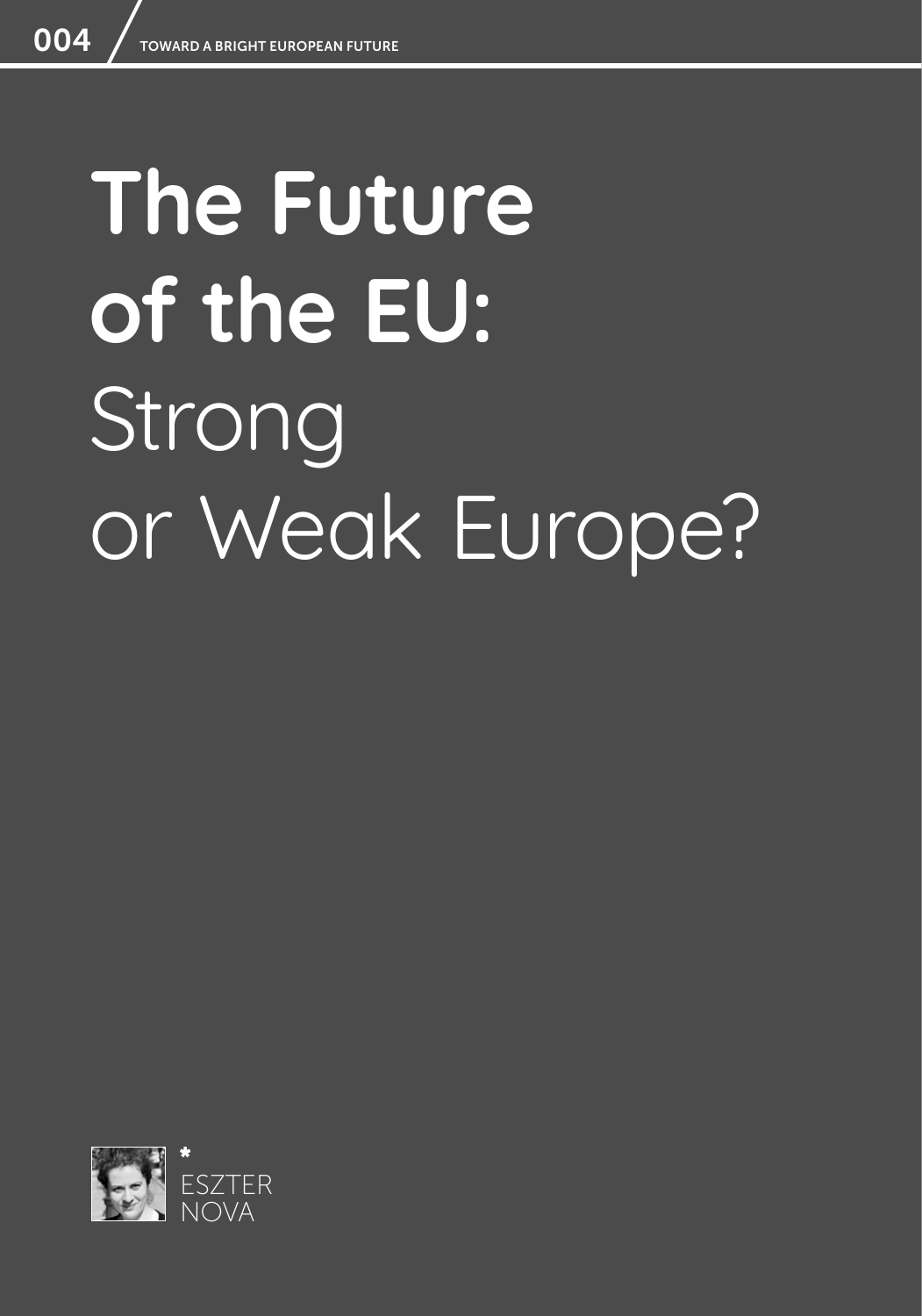# The Future of the EU: Strong or Weak Europe?

ESZTER NOVA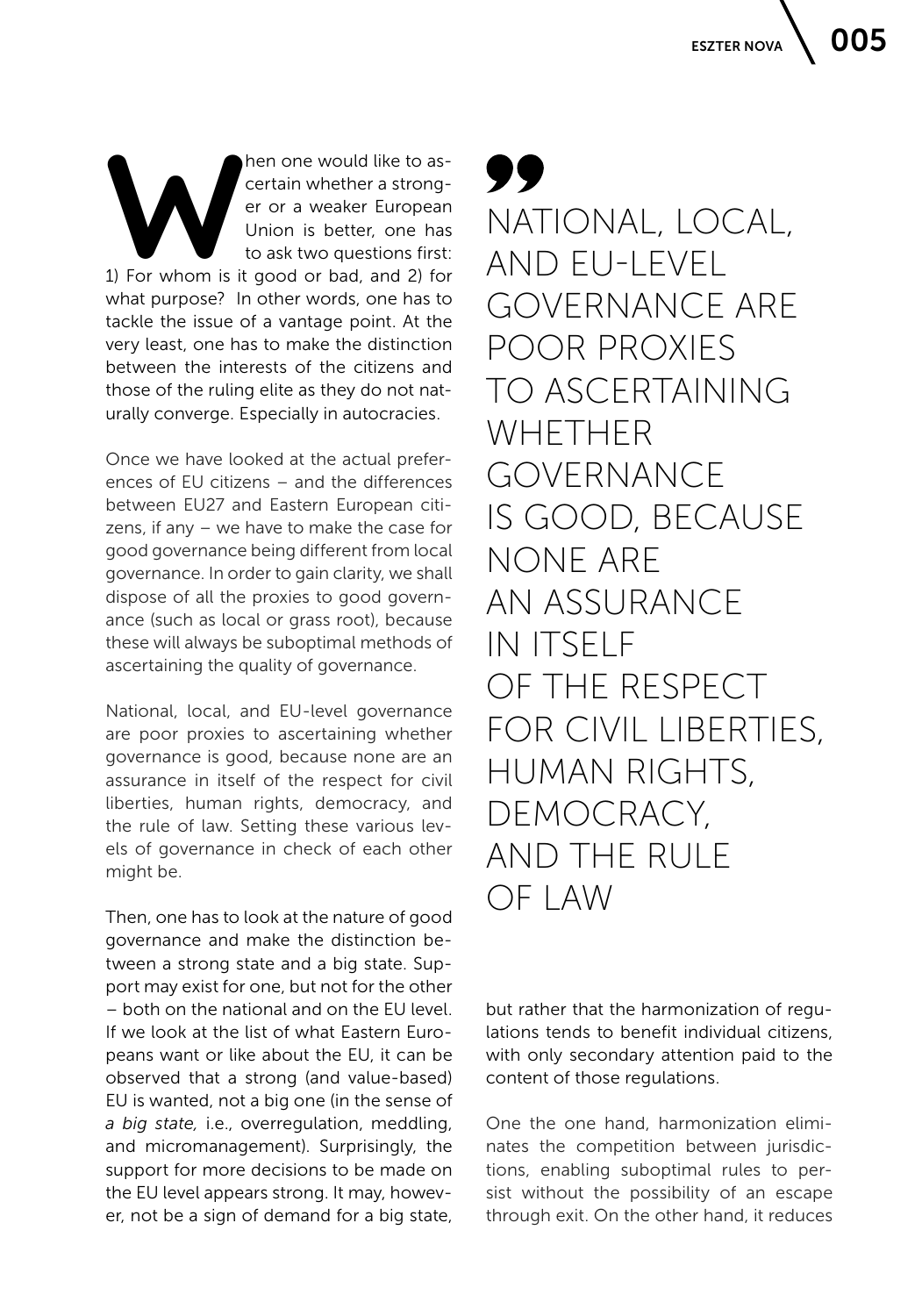When one would like to ascertain whether a stronger or a weaker European Union is better, one has to ask two questions first: 1) For whom is it good or bad, and 2) for what purpose? In other words, one has to tackle the issue of a vantage point. At the very least, one has to make the distinction between the interests of the citizens and those of the ruling elite as they do not naturally converge. Especially in autocracies.

Once we have looked at the actual preferences of EU citizens – and the differences between EU27 and Eastern European citizens, if any – we have to make the case for good governance being different from local governance. In order to gain clarity, we shall dispose of all the proxies to good governance (such as local or grass root), because these will always be suboptimal methods of ascertaining the quality of governance.

National, local, and EU-level governance are poor proxies to ascertaining whether governance is good, because none are an assurance in itself of the respect for civil liberties, human rights, democracy, and the rule of law. Setting these various levels of governance in check of each other might be.

> NATIONAL, LOCAL, AND EU-LEVEL GOVERNANCE ARE POOR PROXIES TO ASCERTAINING WHETHER GOVERNANCE IS GOOD, BECAUSE NONE ARE AN ASSURANCE IN ITSELF OF THE RESPECT FOR CIVIL LIBERTIES, HUMAN RIGHTS, DEMOCRACY, AND THE RULE OF LAW

Then, one has to look at the nature of good governance and make the distinction between a strong state and a big state. Support may exist for one, but not for the other – both on the national and on the EU level. If we look at the list of what Eastern Europeans want or like about the EU, it can be observed that a strong (and value-based) EU is wanted, not a big one (in the sense of *a big state,* i.e., overregulation, meddling, and micromanagement). Surprisingly, the support for more decisions to be made on the EU level appears strong. It may, however, not be a sign of demand for a big state, but rather that the harmonization of regulations tends to benefit individual citizens, with only secondary attention paid to the content of those regulations.

One the one hand, harmonization eliminates the competition between jurisdictions, enabling suboptimal rules to persist without the possibility of an escape through exit. On the other hand, it reduces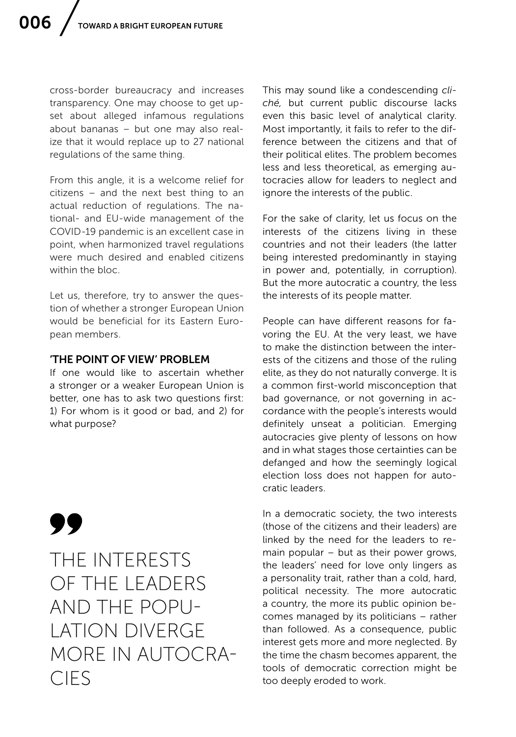cross-border bureaucracy and increases transparency. One may choose to get upset about alleged infamous regulations about bananas – but one may also realize that it would replace up to 27 national regulations of the same thing.

From this angle, it is a welcome relief for citizens – and the next best thing to an actual reduction of regulations. The national- and EU-wide management of the COVID-19 pandemic is an excellent case in point, when harmonized travel regulations were much desired and enabled citizens within the bloc.

Let us, therefore, try to answer the question of whether a stronger European Union would be beneficial for its Eastern European members.

## 'THE POINT OF VIEW' PROBLEM

If one would like to ascertain whether a stronger or a weaker European Union is better, one has to ask two questions first: 1) For whom is it good or bad, and 2) for what purpose?

> THE INTERESTS OF THE LEADERS AND THE POPULATION DIVERGE MORE IN AUTOCRACIES

This may sound like a condescending *cliché,* but current public discourse lacks even this basic level of analytical clarity. Most importantly, it fails to refer to the difference between the citizens and that of their political elites. The problem becomes less and less theoretical, as emerging autocracies allow for leaders to neglect and ignore the interests of the public.

For the sake of clarity, let us focus on the interests of the citizens living in these countries and not their leaders (the latter being interested predominantly in staying in power and, potentially, in corruption). But the more autocratic a country, the less the interests of its people matter.

People can have different reasons for favoring the EU. At the very least, we have to make the distinction between the interests of the citizens and those of the ruling elite, as they do not naturally converge. It is a common first-world misconception that bad governance, or not governing in accordance with the people's interests would definitely unseat a politician. Emerging autocracies give plenty of lessons on how and in what stages those certainties can be defanged and how the seemingly logical election loss does not happen for autocratic leaders.

In a democratic society, the two interests (those of the citizens and their leaders) are linked by the need for the leaders to remain popular – but as their power grows, the leaders' need for love only lingers as a personality trait, rather than a cold, hard, political necessity. The more autocratic a country, the more its public opinion becomes managed by its politicians – rather than followed. As a consequence, public interest gets more and more neglected. By the time the chasm becomes apparent, the tools of democratic correction might be too deeply eroded to work.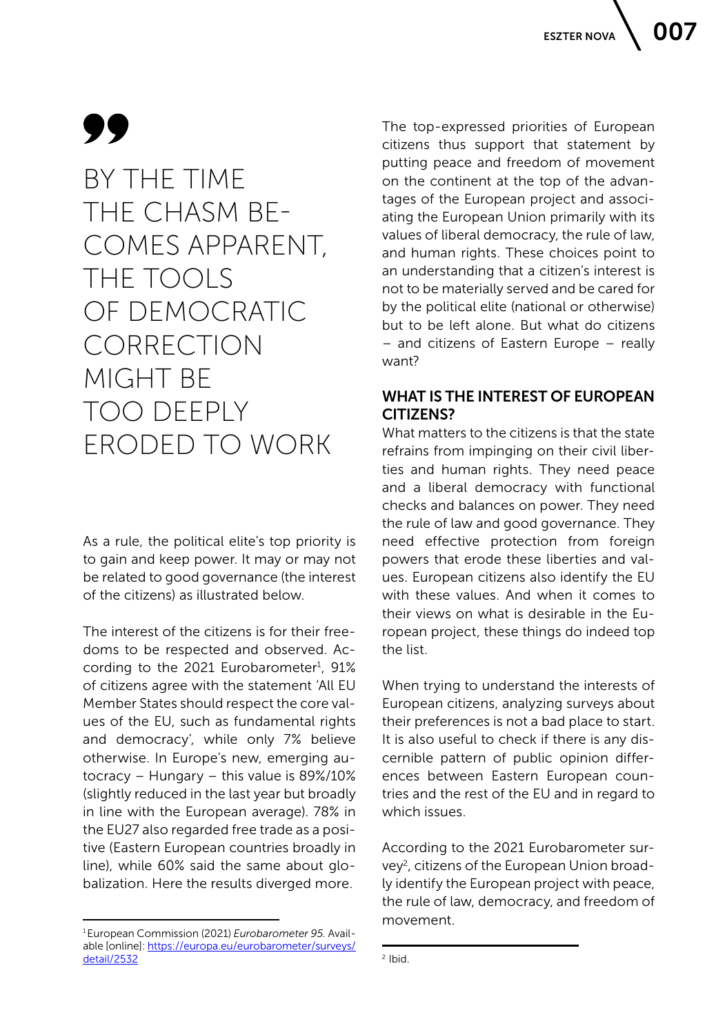> BY THE TIME THE CHASM BECOMES APPARENT, THE TOOLS OF DEMOCRATIC CORRECTION MIGHT BE TOO DEEPLY ERODED TO WORK

As a rule, the political elite's top priority is to gain and keep power. It may or may not be related to good governance (the interest of the citizens) as illustrated below.

The interest of the citizens is for their freedoms to be respected and observed. According to the 2021 Eurobarometer[1], 91% of citizens agree with the statement 'All EU Member States should respect the core values of the EU, such as fundamental rights and democracy', while only 7% believe otherwise. In Europe's new, emerging autocracy – Hungary – this value is 89%/10% (slightly reduced in the last year but broadly in line with the European average). 78% in the EU27 also regarded free trade as a positive (Eastern European countries broadly in line), while 60% said the same about globalization. Here the results diverged more.

The top-expressed priorities of European citizens thus support that statement by putting peace and freedom of movement on the continent at the top of the advantages of the European project and associating the European Union primarily with its values of liberal democracy, the rule of law, and human rights. These choices point to an understanding that a citizen's interest is not to be materially served and be cared for by the political elite (national or otherwise) but to be left alone. But what do citizens – and citizens of Eastern Europe – really want?

## WHAT IS THE INTEREST OF EUROPEAN CITIZENS?

What matters to the citizens is that the state refrains from impinging on their civil liberties and human rights. They need peace and a liberal democracy with functional checks and balances on power. They need the rule of law and good governance. They need effective protection from foreign powers that erode these liberties and values. European citizens also identify the EU with these values. And when it comes to their views on what is desirable in the European project, these things do indeed top the list.

When trying to understand the interests of European citizens, analyzing surveys about their preferences is not a bad place to start. It is also useful to check if there is any discernible pattern of public opinion differences between Eastern European countries and the rest of the EU and in regard to which issues.

According to the 2021 Eurobarometer survey[2], citizens of the European Union broadly identify the European project with peace, the rule of law, democracy, and freedom of movement.

---

[1] European Commission (2021) *Eurobarometer 95*. Available [online]: [https://europa.eu/eurobarometer/surveys/detail/2532](https://europa.eu/eurobarometer/surveys/detail/2532)

[2] Ibid.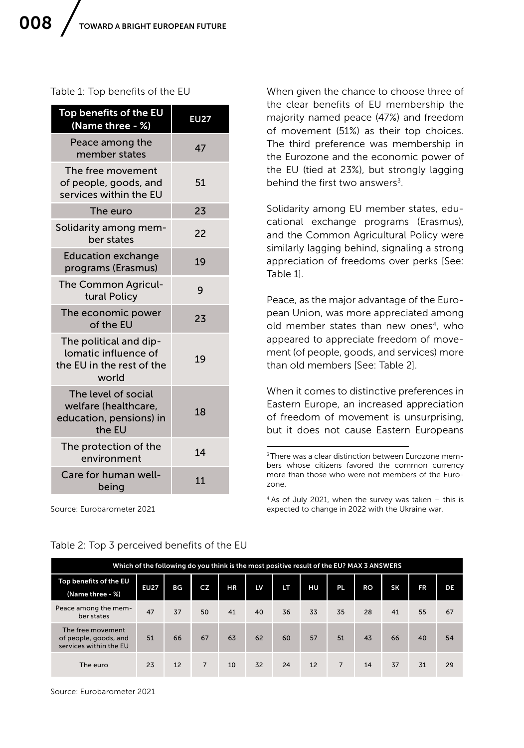Table 1: Top benefits of the EU

| Top benefits of the EU (Name three - %) | EU27 |
|---|---|
| Peace among the member states | 47 |
| The free movement of people, goods, and services within the EU | 51 |
| The euro | 23 |
| Solidarity among member states | 22 |
| Education exchange programs (Erasmus) | 19 |
| The Common Agricultural Policy | 9 |
| The economic power of the EU | 23 |
| The political and diplomatic influence of the EU in the rest of the world | 19 |
| The level of social welfare (healthcare, education, pensions) in the EU | 18 |
| The protection of the environment | 14 |
| Care for human well-being | 11 |

Source: Eurobarometer 2021

When given the chance to choose three of the clear benefits of EU membership the majority named peace (47%) and freedom of movement (51%) as their top choices. The third preference was membership in the Eurozone and the economic power of the EU (tied at 23%), but strongly lagging behind the first two answers[3].

Solidarity among EU member states, educational exchange programs (Erasmus), and the Common Agricultural Policy were similarly lagging behind, signaling a strong appreciation of freedoms over perks [See: Table 1].

Peace, as the major advantage of the European Union, was more appreciated among old member states than new ones[4], who appeared to appreciate freedom of movement (of people, goods, and services) more than old members [See: Table 2].

When it comes to distinctive preferences in Eastern Europe, an increased appreciation of freedom of movement is unsurprising, but it does not cause Eastern Europeans

[3] There was a clear distinction between Eurozone members whose citizens favored the common currency more than those who were not members of the Eurozone.

[4] As of July 2021, when the survey was taken – this is expected to change in 2022 with the Ukraine war.

Table 2: Top 3 perceived benefits of the EU

| Which of the following do you think is the most positive result of the EU? MAX 3 ANSWERS | | | | | | | | | | | | |
|---|---|---|---|---|---|---|---|---|---|---|---|---|
| Top benefits of the EU (Name three - %) | EU27 | BG | CZ | HR | LV | LT | HU | PL | RO | SK | FR | DE |
| Peace among the member states | 47 | 37 | 50 | 41 | 40 | 36 | 33 | 35 | 28 | 41 | 55 | 67 |
| The free movement of people, goods, and services within the EU | 51 | 66 | 67 | 63 | 62 | 60 | 57 | 51 | 43 | 66 | 40 | 54 |
| The euro | 23 | 12 | 7 | 10 | 32 | 24 | 12 | 7 | 14 | 37 | 31 | 29 |

Source: Eurobarometer 2021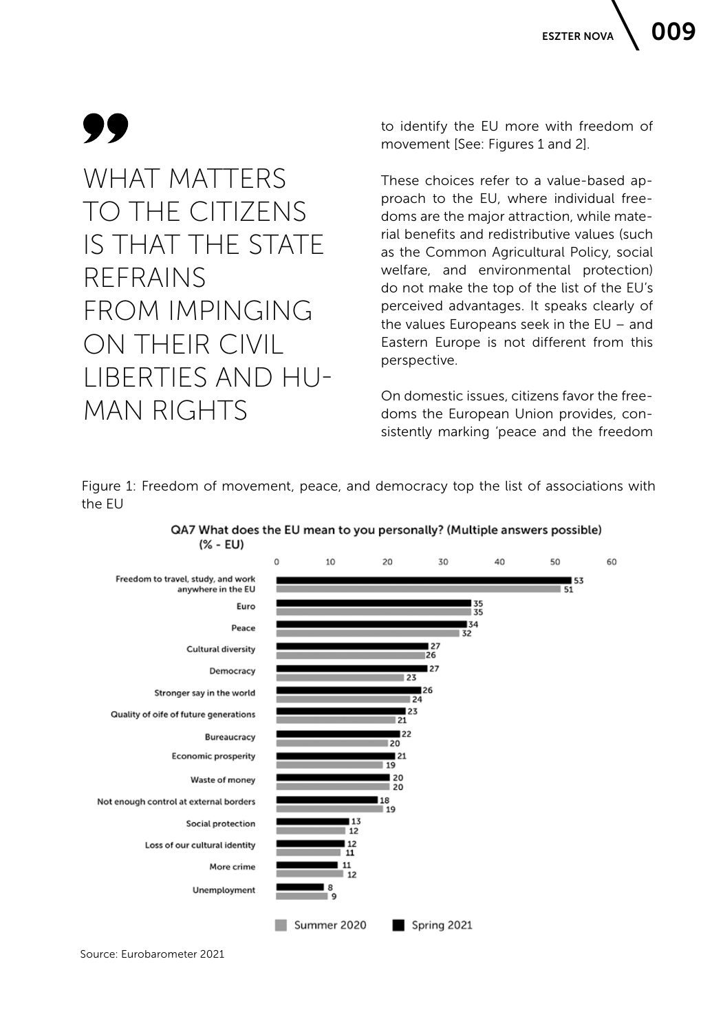> WHAT MATTERS TO THE CITIZENS IS THAT THE STATE REFRAINS FROM IMPINGING ON THEIR CIVIL LIBERTIES AND HUMAN RIGHTS

to identify the EU more with freedom of movement [See: Figures 1 and 2].

These choices refer to a value-based approach to the EU, where individual freedoms are the major attraction, while material benefits and redistributive values (such as the Common Agricultural Policy, social welfare, and environmental protection) do not make the top of the list of the EU's perceived advantages. It speaks clearly of the values Europeans seek in the EU – and Eastern Europe is not different from this perspective.

On domestic issues, citizens favor the freedoms the European Union provides, consistently marking 'peace and the freedom

Figure 1: Freedom of movement, peace, and democracy top the list of associations with the EU

**QA7 What does the EU mean to you personally? (Multiple answers possible) (% - EU)**

| | Spring 2021 | Summer 2020 |
|---|---|---|
| Freedom to travel, study, and work anywhere in the EU | 53 | 51 |
| Euro | 35 | 35 |
| Peace | 34 | 32 |
| Cultural diversity | 27 | 26 |
| Democracy | 27 | 23 |
| Stronger say in the world | 26 | 24 |
| Quality of oife of future generations | 23 | 21 |
| Bureaucracy | 22 | 20 |
| Economic prosperity | 21 | 19 |
| Waste of money | 20 | 20 |
| Not enough control at external borders | 18 | 19 |
| Social protection | 13 | 12 |
| Loss of our cultural identity | 12 | 11 |
| More crime | 11 | 12 |
| Unemployment | 8 | 9 |

Source: Eurobarometer 2021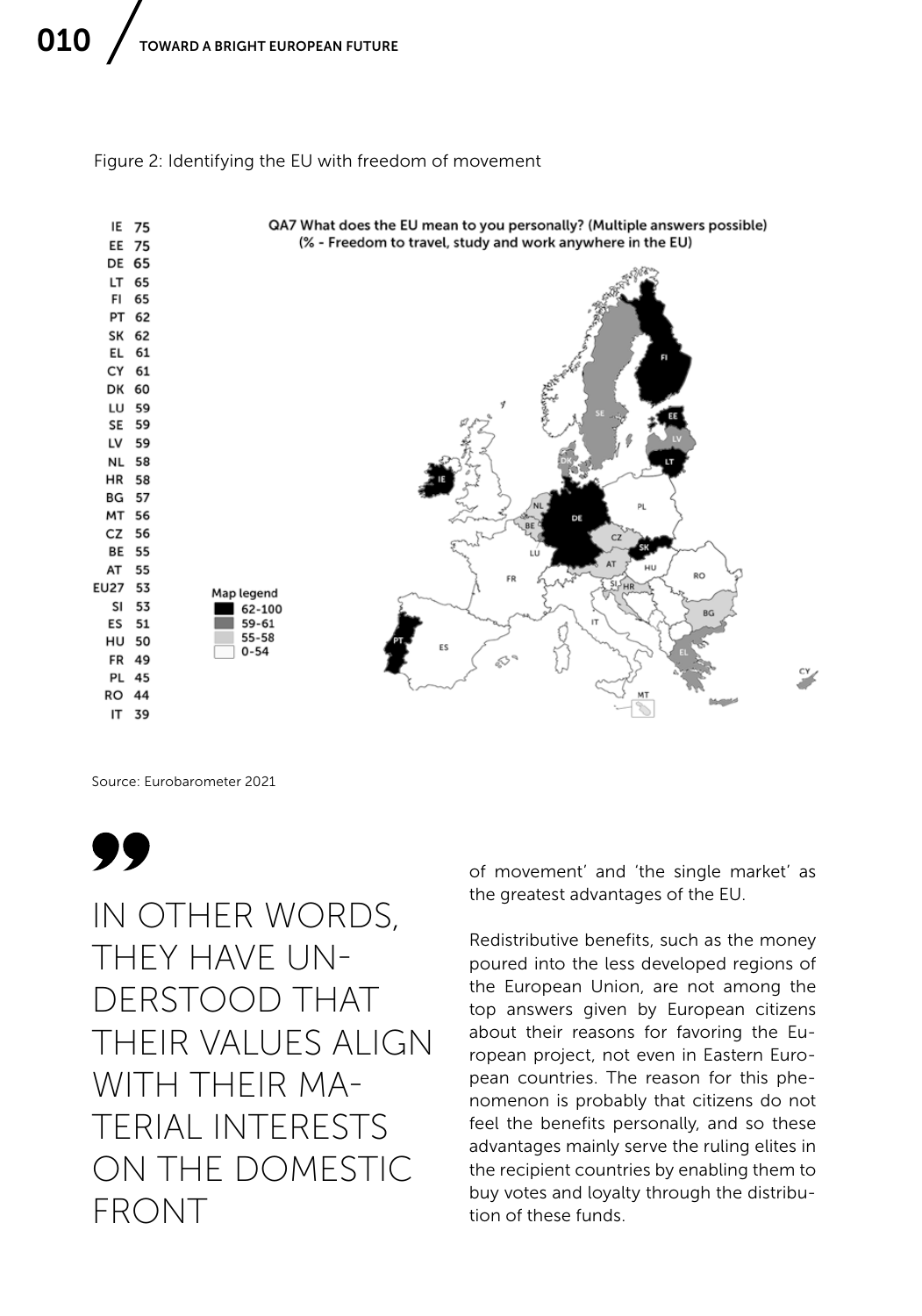Figure 2: Identifying the EU with freedom of movement

QA7 What does the EU mean to you personally? (Multiple answers possible)
(% - Freedom to travel, study and work anywhere in the EU)

| Country | % |
|---|---|
| IE | 75 |
| EE | 75 |
| DE | 65 |
| LT | 65 |
| FI | 65 |
| PT | 62 |
| SK | 62 |
| EL | 61 |
| CY | 61 |
| DK | 60 |
| LU | 59 |
| SE | 59 |
| LV | 59 |
| NL | 58 |
| HR | 58 |
| BG | 57 |
| MT | 56 |
| CZ | 56 |
| BE | 55 |
| AT | 55 |
| EU27 | 53 |
| SI | 53 |
| ES | 51 |
| HU | 50 |
| FR | 49 |
| PL | 45 |
| RO | 44 |
| IT | 39 |

Map legend
- 62-100
- 59-61
- 55-58
- 0-54

Source: Eurobarometer 2021

> IN OTHER WORDS, THEY HAVE UNDERSTOOD THAT THEIR VALUES ALIGN WITH THEIR MATERIAL INTERESTS ON THE DOMESTIC FRONT

of movement' and 'the single market' as the greatest advantages of the EU.

Redistributive benefits, such as the money poured into the less developed regions of the European Union, are not among the top answers given by European citizens about their reasons for favoring the European project, not even in Eastern European countries. The reason for this phenomenon is probably that citizens do not feel the benefits personally, and so these advantages mainly serve the ruling elites in the recipient countries by enabling them to buy votes and loyalty through the distribution of these funds.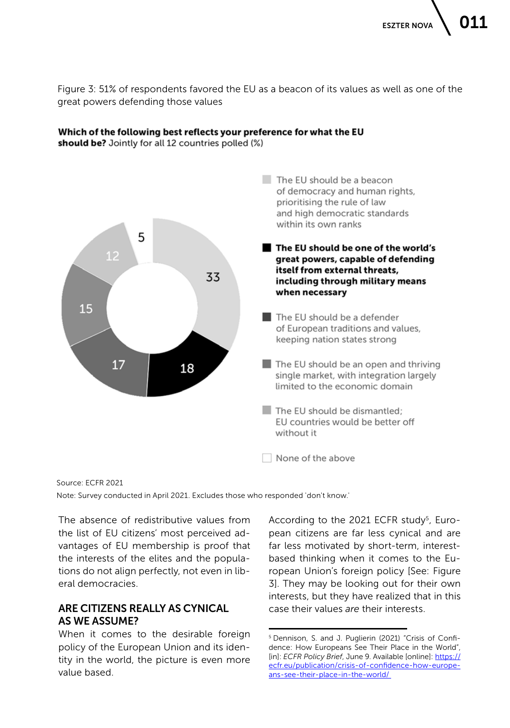Figure 3: 51% of respondents favored the EU as a beacon of its values as well as one of the great powers defending those values

**Which of the following best reflects your preference for what the EU should be?** Jointly for all 12 countries polled (%)

| Response | % |
| --- | --- |
| The EU should be a beacon of democracy and human rights, prioritising the rule of law and high democratic standards within its own ranks | 33 |
| **The EU should be one of the world's great powers, capable of defending itself from external threats, including through military means when necessary** | 18 |
| The EU should be a defender of European traditions and values, keeping nation states strong | 17 |
| The EU should be an open and thriving single market, with integration largely limited to the economic domain | 15 |
| The EU should be dismantled; EU countries would be better off without it | 12 |
| None of the above | 5 |

Source: ECFR 2021

Note: Survey conducted in April 2021. Excludes those who responded 'don't know.'

The absence of redistributive values from the list of EU citizens' most perceived advantages of EU membership is proof that the interests of the elites and the populations do not align perfectly, not even in liberal democracies.

## ARE CITIZENS REALLY AS CYNICAL AS WE ASSUME?

When it comes to the desirable foreign policy of the European Union and its identity in the world, the picture is even more value based.

According to the 2021 ECFR study[5], European citizens are far less cynical and are far less motivated by short-term, interest-based thinking when it comes to the European Union's foreign policy [See: Figure 3]. They may be looking out for their own interests, but they have realized that in this case their values *are* their interests.

[5] Dennison, S. and J. Puglierin (2021) "Crisis of Confidence: How Europeans See Their Place in the World", [in]: *ECFR Policy Brief*, June 9. Available [online]: https://ecfr.eu/publication/crisis-of-confidence-how-europeans-see-their-place-in-the-world/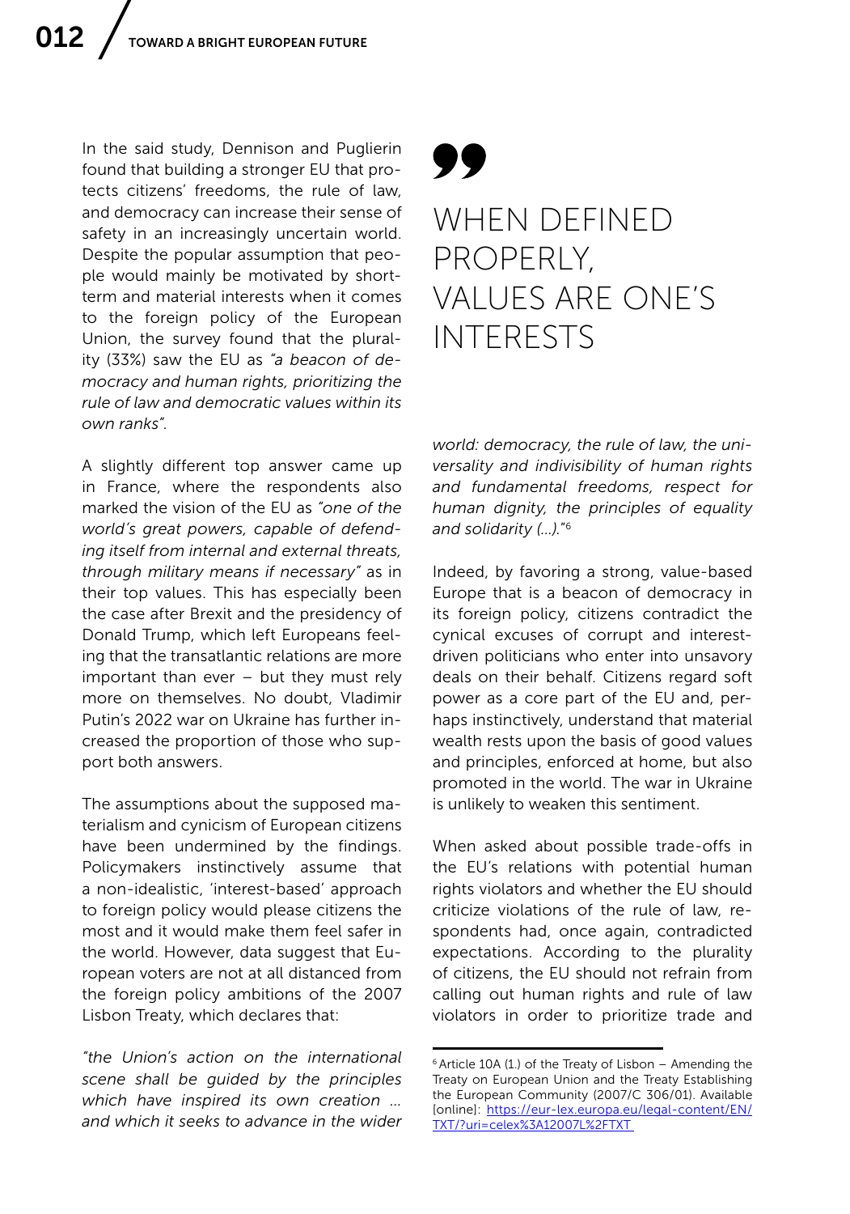In the said study, Dennison and Puglierin found that building a stronger EU that protects citizens' freedoms, the rule of law, and democracy can increase their sense of safety in an increasingly uncertain world. Despite the popular assumption that people would mainly be motivated by short-term and material interests when it comes to the foreign policy of the European Union, the survey found that the plurality (33%) saw the EU as *"a beacon of democracy and human rights, prioritizing the rule of law and democratic values within its own ranks"*.

A slightly different top answer came up in France, where the respondents also marked the vision of the EU as *"one of the world's great powers, capable of defending itself from internal and external threats, through military means if necessary"* as in their top values. This has especially been the case after Brexit and the presidency of Donald Trump, which left Europeans feeling that the transatlantic relations are more important than ever – but they must rely more on themselves. No doubt, Vladimir Putin's 2022 war on Ukraine has further increased the proportion of those who support both answers.

The assumptions about the supposed materialism and cynicism of European citizens have been undermined by the findings. Policymakers instinctively assume that a non-idealistic, 'interest-based' approach to foreign policy would please citizens the most and it would make them feel safer in the world. However, data suggest that European voters are not at all distanced from the foreign policy ambitions of the 2007 Lisbon Treaty, which declares that:

> *"the Union's action on the international scene shall be guided by the principles which have inspired its own creation ... and which it seeks to advance in the wider world: democracy, the rule of law, the universality and indivisibility of human rights and fundamental freedoms, respect for human dignity, the principles of equality and solidarity (...).*"[6]

> **WHEN DEFINED PROPERLY, VALUES ARE ONE'S INTERESTS**

Indeed, by favoring a strong, value-based Europe that is a beacon of democracy in its foreign policy, citizens contradict the cynical excuses of corrupt and interest-driven politicians who enter into unsavory deals on their behalf. Citizens regard soft power as a core part of the EU and, perhaps instinctively, understand that material wealth rests upon the basis of good values and principles, enforced at home, but also promoted in the world. The war in Ukraine is unlikely to weaken this sentiment.

When asked about possible trade-offs in the EU's relations with potential human rights violators and whether the EU should criticize violations of the rule of law, respondents had, once again, contradicted expectations. According to the plurality of citizens, the EU should not refrain from calling out human rights and rule of law violators in order to prioritize trade and

---

[6] Article 10A (1.) of the Treaty of Lisbon – Amending the Treaty on European Union and the Treaty Establishing the European Community (2007/C 306/01). Available [online]: https://eur-lex.europa.eu/legal-content/EN/TXT/?uri=celex%3A12007L%2FTXT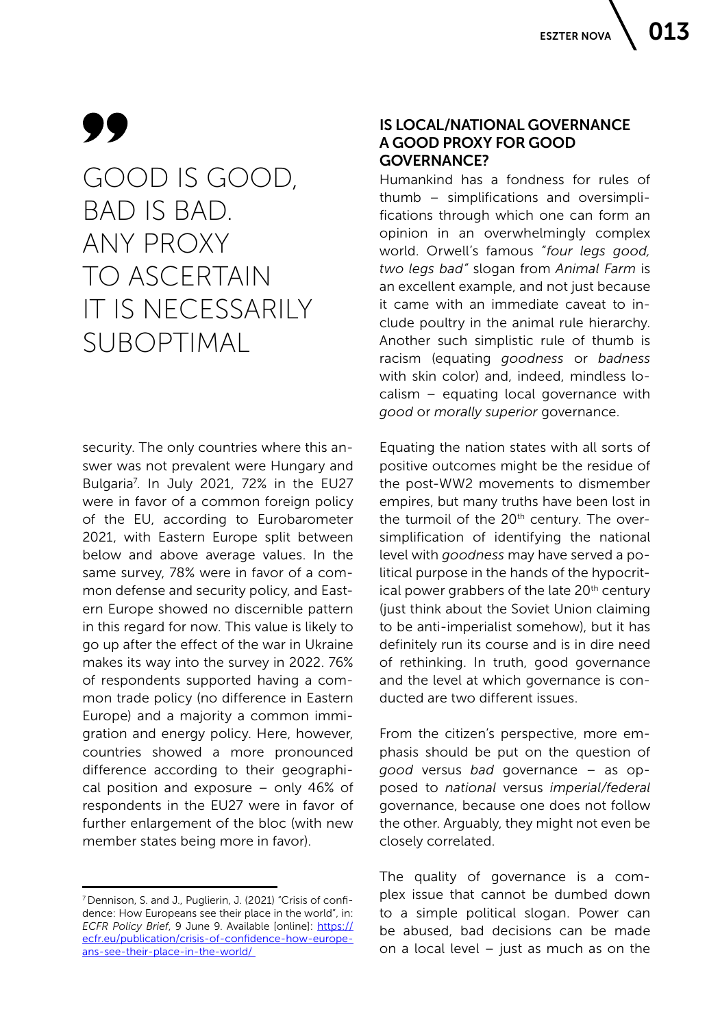> GOOD IS GOOD, BAD IS BAD. ANY PROXY TO ASCERTAIN IT IS NECESSARILY SUBOPTIMAL

security. The only countries where this answer was not prevalent were Hungary and Bulgaria[7]. In July 2021, 72% in the EU27 were in favor of a common foreign policy of the EU, according to Eurobarometer 2021, with Eastern Europe split between below and above average values. In the same survey, 78% were in favor of a common defense and security policy, and Eastern Europe showed no discernible pattern in this regard for now. This value is likely to go up after the effect of the war in Ukraine makes its way into the survey in 2022. 76% of respondents supported having a common trade policy (no difference in Eastern Europe) and a majority a common immigration and energy policy. Here, however, countries showed a more pronounced difference according to their geographical position and exposure – only 46% of respondents in the EU27 were in favor of further enlargement of the bloc (with new member states being more in favor).

## IS LOCAL/NATIONAL GOVERNANCE A GOOD PROXY FOR GOOD GOVERNANCE?

Humankind has a fondness for rules of thumb – simplifications and oversimplifications through which one can form an opinion in an overwhelmingly complex world. Orwell's famous *"four legs good, two legs bad"* slogan from *Animal Farm* is an excellent example, and not just because it came with an immediate caveat to include poultry in the animal rule hierarchy. Another such simplistic rule of thumb is racism (equating *goodness* or *badness* with skin color) and, indeed, mindless localism – equating local governance with *good* or *morally superior* governance.

Equating the nation states with all sorts of positive outcomes might be the residue of the post-WW2 movements to dismember empires, but many truths have been lost in the turmoil of the 20th century. The oversimplification of identifying the national level with *goodness* may have served a political purpose in the hands of the hypocritical power grabbers of the late 20th century (just think about the Soviet Union claiming to be anti-imperialist somehow), but it has definitely run its course and is in dire need of rethinking. In truth, good governance and the level at which governance is conducted are two different issues.

From the citizen's perspective, more emphasis should be put on the question of *good* versus *bad* governance – as opposed to *national* versus *imperial/federal* governance, because one does not follow the other. Arguably, they might not even be closely correlated.

The quality of governance is a complex issue that cannot be dumbed down to a simple political slogan. Power can be abused, bad decisions can be made on a local level – just as much as on the

---

[7] Dennison, S. and J., Puglierin, J. (2021) "Crisis of confidence: How Europeans see their place in the world", in: *ECFR Policy Brief*, 9 June 9. Available [online]: [https://ecfr.eu/publication/crisis-of-confidence-how-europeans-see-their-place-in-the-world/](https://ecfr.eu/publication/crisis-of-confidence-how-europeans-see-their-place-in-the-world/)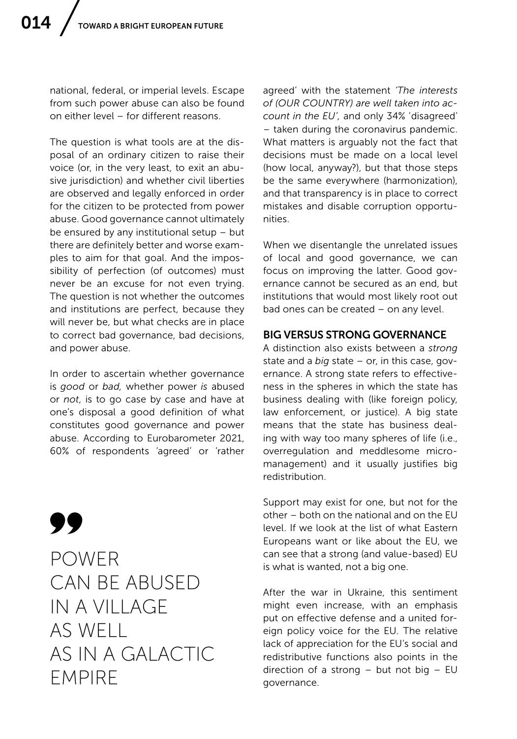national, federal, or imperial levels. Escape from such power abuse can also be found on either level – for different reasons.

The question is what tools are at the disposal of an ordinary citizen to raise their voice (or, in the very least, to exit an abusive jurisdiction) and whether civil liberties are observed and legally enforced in order for the citizen to be protected from power abuse. Good governance cannot ultimately be ensured by any institutional setup – but there are definitely better and worse examples to aim for that goal. And the impossibility of perfection (of outcomes) must never be an excuse for not even trying. The question is not whether the outcomes and institutions are perfect, because they will never be, but what checks are in place to correct bad governance, bad decisions, and power abuse.

In order to ascertain whether governance is *good* or *bad,* whether power *is* abused or *not*, is to go case by case and have at one's disposal a good definition of what constitutes good governance and power abuse. According to Eurobarometer 2021, 60% of respondents 'agreed' or 'rather agreed' with the statement *'The interests of (OUR COUNTRY) are well taken into account in the EU',* and only 34% 'disagreed' – taken during the coronavirus pandemic. What matters is arguably not the fact that decisions must be made on a local level (how local, anyway?), but that those steps be the same everywhere (harmonization), and that transparency is in place to correct mistakes and disable corruption opportunities.

> POWER CAN BE ABUSED IN A VILLAGE AS WELL AS IN A GALACTIC EMPIRE

When we disentangle the unrelated issues of local and good governance, we can focus on improving the latter. Good governance cannot be secured as an end, but institutions that would most likely root out bad ones can be created – on any level.

## BIG VERSUS STRONG GOVERNANCE

A distinction also exists between a *strong* state and a *big* state – or, in this case, governance. A strong state refers to effectiveness in the spheres in which the state has business dealing with (like foreign policy, law enforcement, or justice). A big state means that the state has business dealing with way too many spheres of life (i.e., overregulation and meddlesome micromanagement) and it usually justifies big redistribution.

Support may exist for one, but not for the other – both on the national and on the EU level. If we look at the list of what Eastern Europeans want or like about the EU, we can see that a strong (and value-based) EU is what is wanted, not a big one.

After the war in Ukraine, this sentiment might even increase, with an emphasis put on effective defense and a united foreign policy voice for the EU. The relative lack of appreciation for the EU's social and redistributive functions also points in the direction of a strong – but not big – EU governance.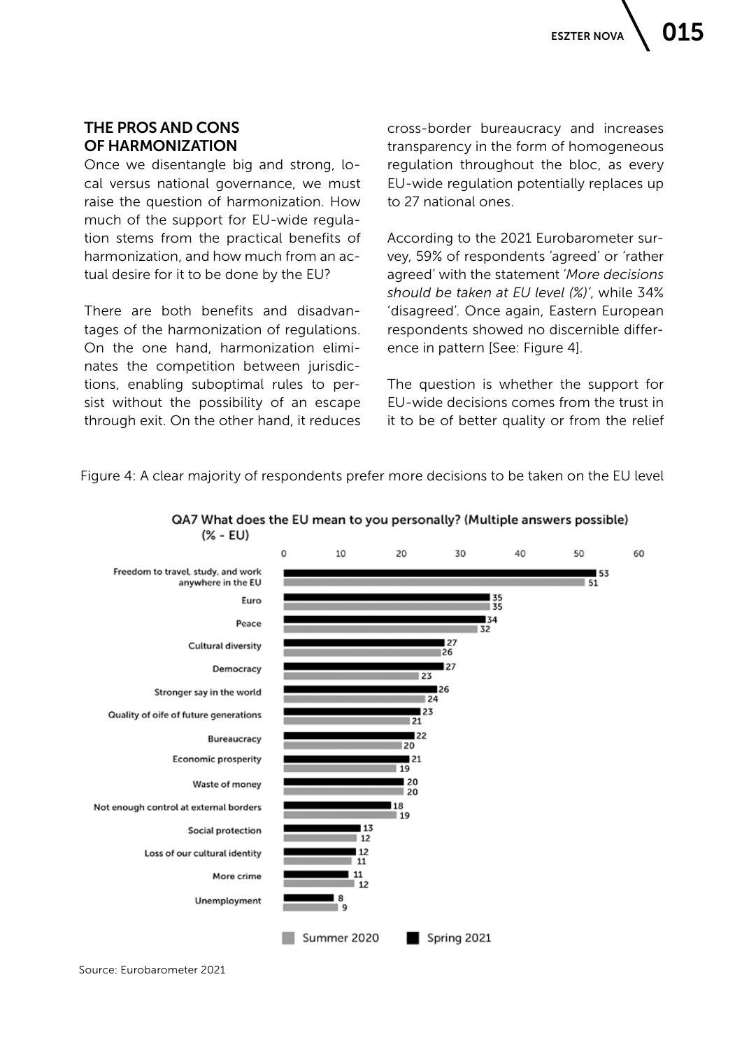## THE PROS AND CONS OF HARMONIZATION

Once we disentangle big and strong, local versus national governance, we must raise the question of harmonization. How much of the support for EU-wide regulation stems from the practical benefits of harmonization, and how much from an actual desire for it to be done by the EU?

There are both benefits and disadvantages of the harmonization of regulations. On the one hand, harmonization eliminates the competition between jurisdictions, enabling suboptimal rules to persist without the possibility of an escape through exit. On the other hand, it reduces cross-border bureaucracy and increases transparency in the form of homogeneous regulation throughout the bloc, as every EU-wide regulation potentially replaces up to 27 national ones.

According to the 2021 Eurobarometer survey, 59% of respondents 'agreed' or 'rather agreed' with the statement '*More decisions should be taken at EU level (%)*', while 34% 'disagreed'. Once again, Eastern European respondents showed no discernible difference in pattern [See: Figure 4].

The question is whether the support for EU-wide decisions comes from the trust in it to be of better quality or from the relief

Figure 4: A clear majority of respondents prefer more decisions to be taken on the EU level

QA7 What does the EU mean to you personally? (Multiple answers possible) (% - EU)

| | Spring 2021 | Summer 2020 |
|---|---|---|
| Freedom to travel, study, and work anywhere in the EU | 53 | 51 |
| Euro | 35 | 35 |
| Peace | 34 | 32 |
| Cultural diversity | 27 | 26 |
| Democracy | 27 | 23 |
| Stronger say in the world | 26 | 24 |
| Quality of oife of future generations | 23 | 21 |
| Bureaucracy | 22 | 20 |
| Economic prosperity | 21 | 19 |
| Waste of money | 20 | 20 |
| Not enough control at external borders | 18 | 19 |
| Social protection | 13 | 12 |
| Loss of our cultural identity | 12 | 11 |
| More crime | 11 | 12 |
| Unemployment | 8 | 9 |

Source: Eurobarometer 2021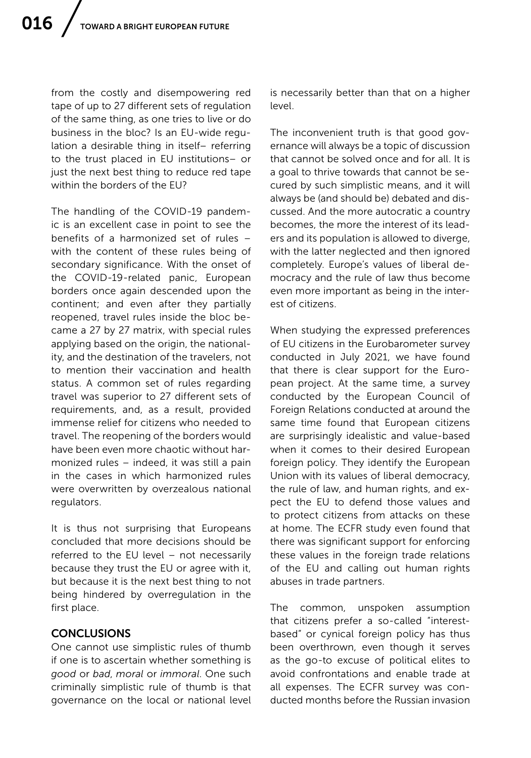from the costly and disempowering red tape of up to 27 different sets of regulation of the same thing, as one tries to live or do business in the bloc? Is an EU-wide regulation a desirable thing in itself– referring to the trust placed in EU institutions– or just the next best thing to reduce red tape within the borders of the EU?

The handling of the COVID-19 pandemic is an excellent case in point to see the benefits of a harmonized set of rules – with the content of these rules being of secondary significance. With the onset of the COVID-19-related panic, European borders once again descended upon the continent; and even after they partially reopened, travel rules inside the bloc became a 27 by 27 matrix, with special rules applying based on the origin, the nationality, and the destination of the travelers, not to mention their vaccination and health status. A common set of rules regarding travel was superior to 27 different sets of requirements, and, as a result, provided immense relief for citizens who needed to travel. The reopening of the borders would have been even more chaotic without harmonized rules – indeed, it was still a pain in the cases in which harmonized rules were overwritten by overzealous national regulators.

It is thus not surprising that Europeans concluded that more decisions should be referred to the EU level – not necessarily because they trust the EU or agree with it, but because it is the next best thing to not being hindered by overregulation in the first place.

## CONCLUSIONS

One cannot use simplistic rules of thumb if one is to ascertain whether something is *good* or *bad*, *moral* or *immoral*. One such criminally simplistic rule of thumb is that governance on the local or national level is necessarily better than that on a higher level.

The inconvenient truth is that good governance will always be a topic of discussion that cannot be solved once and for all. It is a goal to thrive towards that cannot be secured by such simplistic means, and it will always be (and should be) debated and discussed. And the more autocratic a country becomes, the more the interest of its leaders and its population is allowed to diverge, with the latter neglected and then ignored completely. Europe's values of liberal democracy and the rule of law thus become even more important as being in the interest of citizens.

When studying the expressed preferences of EU citizens in the Eurobarometer survey conducted in July 2021, we have found that there is clear support for the European project. At the same time, a survey conducted by the European Council of Foreign Relations conducted at around the same time found that European citizens are surprisingly idealistic and value-based when it comes to their desired European foreign policy. They identify the European Union with its values of liberal democracy, the rule of law, and human rights, and expect the EU to defend those values and to protect citizens from attacks on these at home. The ECFR study even found that there was significant support for enforcing these values in the foreign trade relations of the EU and calling out human rights abuses in trade partners.

The common, unspoken assumption that citizens prefer a so-called "interest-based" or cynical foreign policy has thus been overthrown, even though it serves as the go-to excuse of political elites to avoid confrontations and enable trade at all expenses. The ECFR survey was conducted months before the Russian invasion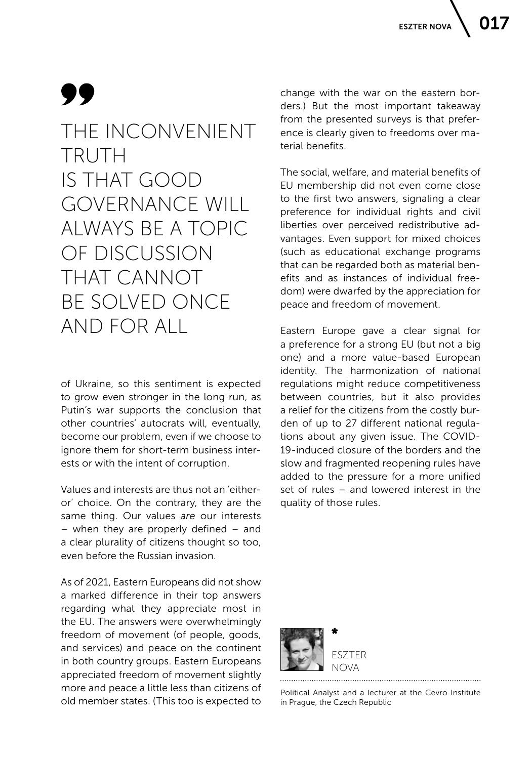> THE INCONVENIENT TRUTH IS THAT GOOD GOVERNANCE WILL ALWAYS BE A TOPIC OF DISCUSSION THAT CANNOT BE SOLVED ONCE AND FOR ALL

of Ukraine, so this sentiment is expected to grow even stronger in the long run, as Putin's war supports the conclusion that other countries' autocrats will, eventually, become our problem, even if we choose to ignore them for short-term business interests or with the intent of corruption.

Values and interests are thus not an 'either-or' choice. On the contrary, they are the same thing. Our values *are* our interests – when they are properly defined – and a clear plurality of citizens thought so too, even before the Russian invasion.

As of 2021, Eastern Europeans did not show a marked difference in their top answers regarding what they appreciate most in the EU. The answers were overwhelmingly freedom of movement (of people, goods, and services) and peace on the continent in both country groups. Eastern Europeans appreciated freedom of movement slightly more and peace a little less than citizens of old member states. (This too is expected to change with the war on the eastern borders.) But the most important takeaway from the presented surveys is that preference is clearly given to freedoms over material benefits.

The social, welfare, and material benefits of EU membership did not even come close to the first two answers, signaling a clear preference for individual rights and civil liberties over perceived redistributive advantages. Even support for mixed choices (such as educational exchange programs that can be regarded both as material benefits and as instances of individual freedom) were dwarfed by the appreciation for peace and freedom of movement.

Eastern Europe gave a clear signal for a preference for a strong EU (but not a big one) and a more value-based European identity. The harmonization of national regulations might reduce competitiveness between countries, but it also provides a relief for the citizens from the costly burden of up to 27 different national regulations about any given issue. The COVID-19-induced closure of the borders and the slow and fragmented reopening rules have added to the pressure for a more unified set of rules – and lowered interest in the quality of those rules.

**ESZTER NOVA**

Political Analyst and a lecturer at the Cevro Institute in Prague, the Czech Republic